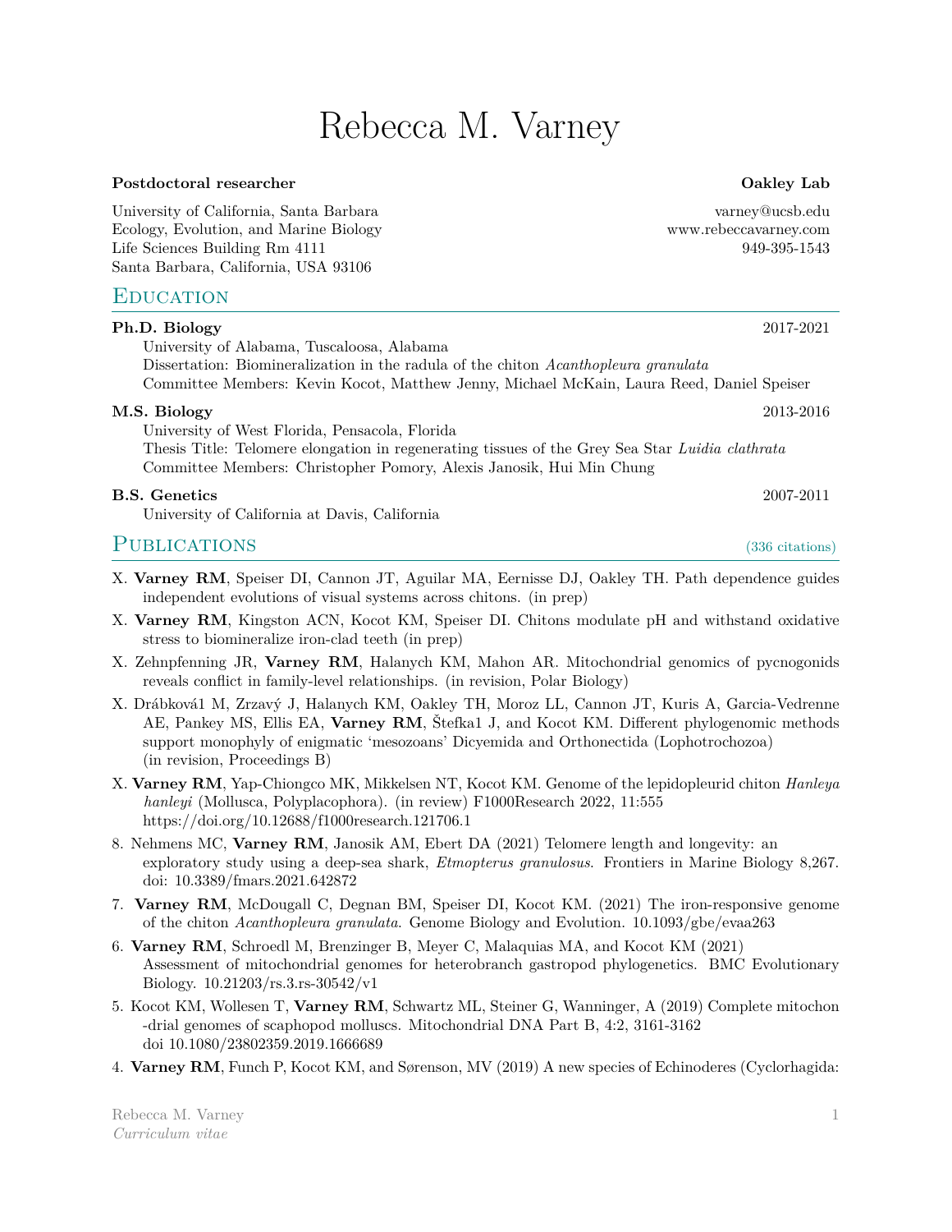# Rebecca M. Varney

**Postdoctoral researcher** **Oakley Lab**

University of California, Santa Barbara
Ecology, Evolution, and Marine Biology
Life Sciences Building Rm 4111
Santa Barbara, California, USA 93106

varney@ucsb.edu
www.rebeccavarney.com
949-395-1543

## Education

**Ph.D. Biology** 2017-2021
University of Alabama, Tuscaloosa, Alabama
Dissertation: Biomineralization in the radula of the chiton *Acanthopleura granulata*
Committee Members: Kevin Kocot, Matthew Jenny, Michael McKain, Laura Reed, Daniel Speiser

**M.S. Biology** 2013-2016
University of West Florida, Pensacola, Florida
Thesis Title: Telomere elongation in regenerating tissues of the Grey Sea Star *Luidia clathrata*
Committee Members: Christopher Pomory, Alexis Janosik, Hui Min Chung

**B.S. Genetics** 2007-2011
University of California at Davis, California

## Publications (336 citations)

X. **Varney RM**, Speiser DI, Cannon JT, Aguilar MA, Eernisse DJ, Oakley TH. Path dependence guides independent evolutions of visual systems across chitons. (in prep)

X. **Varney RM**, Kingston ACN, Kocot KM, Speiser DI. Chitons modulate pH and withstand oxidative stress to biomineralize iron-clad teeth (in prep)

X. Zehnpfenning JR, **Varney RM**, Halanych KM, Mahon AR. Mitochondrial genomics of pycnogonids reveals conflict in family-level relationships. (in revision, Polar Biology)

X. Drábková1 M, Zrzavý J, Halanych KM, Oakley TH, Moroz LL, Cannon JT, Kuris A, Garcia-Vedrenne AE, Pankey MS, Ellis EA, **Varney RM**, Štefka1 J, and Kocot KM. Different phylogenomic methods support monophyly of enigmatic 'mesozoans' Dicyemida and Orthonectida (Lophotrochozoa) (in revision, Proceedings B)

X. **Varney RM**, Yap-Chiongco MK, Mikkelsen NT, Kocot KM. Genome of the lepidopleurid chiton *Hanleya hanleyi* (Mollusca, Polyplacophora). (in review) F1000Research 2022, 11:555 https://doi.org/10.12688/f1000research.121706.1

8. Nehmens MC, **Varney RM**, Janosik AM, Ebert DA (2021) Telomere length and longevity: an exploratory study using a deep-sea shark, *Etmopterus granulosus*. Frontiers in Marine Biology 8,267. doi: 10.3389/fmars.2021.642872

7. **Varney RM**, McDougall C, Degnan BM, Speiser DI, Kocot KM. (2021) The iron-responsive genome of the chiton *Acanthopleura granulata*. Genome Biology and Evolution. 10.1093/gbe/evaa263

6. **Varney RM**, Schroedl M, Brenzinger B, Meyer C, Malaquias MA, and Kocot KM (2021) Assessment of mitochondrial genomes for heterobranch gastropod phylogenetics. BMC Evolutionary Biology. 10.21203/rs.3.rs-30542/v1

5. Kocot KM, Wollesen T, **Varney RM**, Schwartz ML, Steiner G, Wanninger, A (2019) Complete mitochon -drial genomes of scaphopod molluscs. Mitochondrial DNA Part B, 4:2, 3161-3162 doi 10.1080/23802359.2019.1666689

4. **Varney RM**, Funch P, Kocot KM, and Sørenson, MV (2019) A new species of Echinoderes (Cyclorhagida: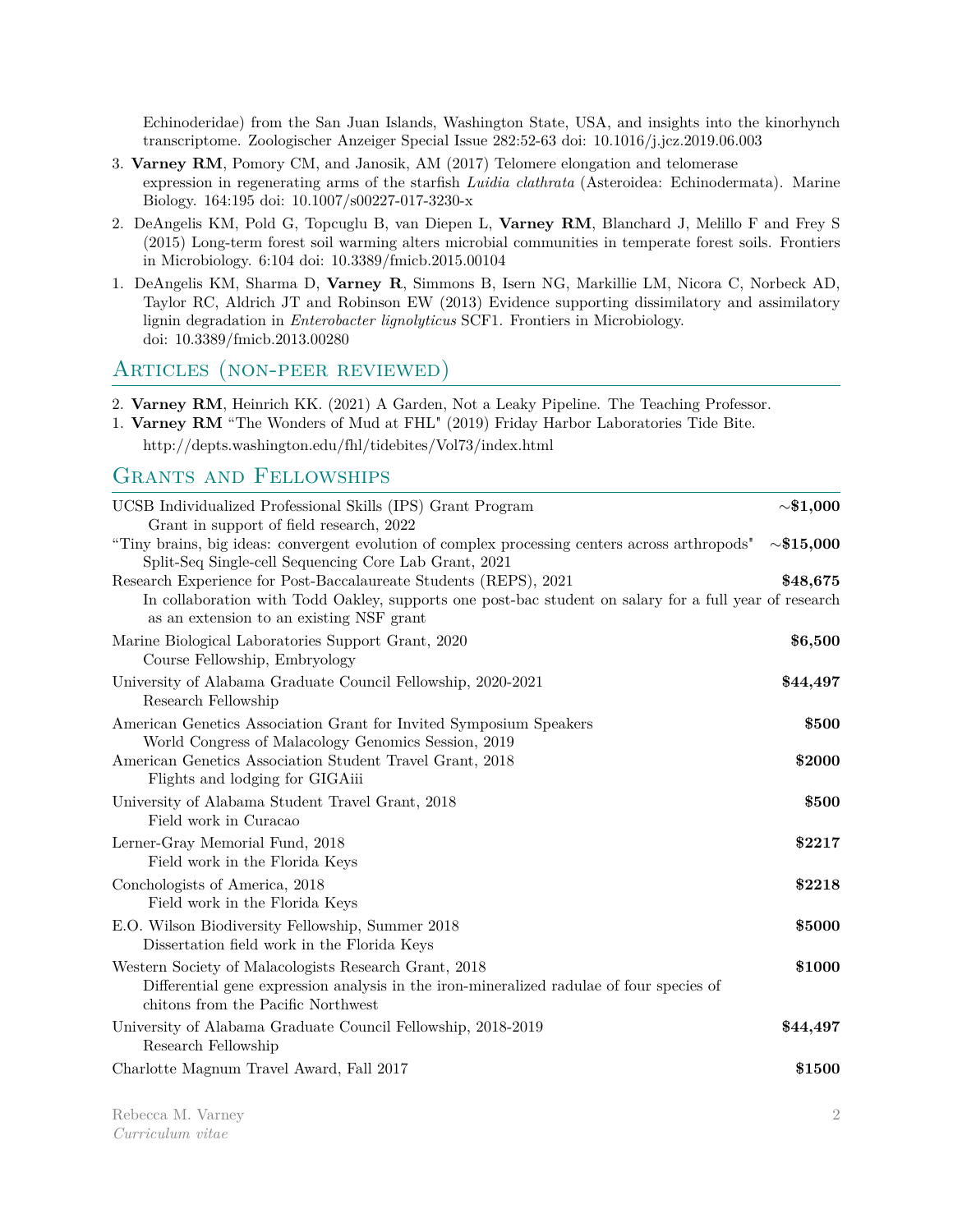Echinoderidae) from the San Juan Islands, Washington State, USA, and insights into the kinorhynch transcriptome. Zoologischer Anzeiger Special Issue 282:52-63 doi: 10.1016/j.jcz.2019.06.003

3. **Varney RM**, Pomory CM, and Janosik, AM (2017) Telomere elongation and telomerase expression in regenerating arms of the starfish *Luidia clathrata* (Asteroidea: Echinodermata). Marine Biology. 164:195 doi: 10.1007/s00227-017-3230-x

2. DeAngelis KM, Pold G, Topcuglu B, van Diepen L, **Varney RM**, Blanchard J, Melillo F and Frey S (2015) Long-term forest soil warming alters microbial communities in temperate forest soils. Frontiers in Microbiology. 6:104 doi: 10.3389/fmicb.2015.00104

1. DeAngelis KM, Sharma D, **Varney R**, Simmons B, Isern NG, Markillie LM, Nicora C, Norbeck AD, Taylor RC, Aldrich JT and Robinson EW (2013) Evidence supporting dissimilatory and assimilatory lignin degradation in *Enterobacter lignolyticus* SCF1. Frontiers in Microbiology. doi: 10.3389/fmicb.2013.00280

## Articles (non-peer reviewed)

2. **Varney RM**, Heinrich KK. (2021) A Garden, Not a Leaky Pipeline. The Teaching Professor.
1. **Varney RM** "The Wonders of Mud at FHL" (2019) Friday Harbor Laboratories Tide Bite. http://depts.washington.edu/fhl/tidebites/Vol73/index.html

## Grants and Fellowships

| | |
|---|---|
| UCSB Individualized Professional Skills (IPS) Grant Program<br>Grant in support of field research, 2022 | **~$1,000** |
| "Tiny brains, big ideas: convergent evolution of complex processing centers across arthropods"<br>Split-Seq Single-cell Sequencing Core Lab Grant, 2021 | **~$15,000** |
| Research Experience for Post-Baccalaureate Students (REPS), 2021<br>In collaboration with Todd Oakley, supports one post-bac student on salary for a full year of research as an extension to an existing NSF grant | **$48,675** |
| Marine Biological Laboratories Support Grant, 2020<br>Course Fellowship, Embryology | **$6,500** |
| University of Alabama Graduate Council Fellowship, 2020-2021<br>Research Fellowship | **$44,497** |
| American Genetics Association Grant for Invited Symposium Speakers<br>World Congress of Malacology Genomics Session, 2019 | **$500** |
| American Genetics Association Student Travel Grant, 2018<br>Flights and lodging for GIGAiii | **$2000** |
| University of Alabama Student Travel Grant, 2018<br>Field work in Curacao | **$500** |
| Lerner-Gray Memorial Fund, 2018<br>Field work in the Florida Keys | **$2217** |
| Conchologists of America, 2018<br>Field work in the Florida Keys | **$2218** |
| E.O. Wilson Biodiversity Fellowship, Summer 2018<br>Dissertation field work in the Florida Keys | **$5000** |
| Western Society of Malacologists Research Grant, 2018<br>Differential gene expression analysis in the iron-mineralized radulae of four species of chitons from the Pacific Northwest | **$1000** |
| University of Alabama Graduate Council Fellowship, 2018-2019<br>Research Fellowship | **$44,497** |
| Charlotte Magnum Travel Award, Fall 2017 | **$1500** |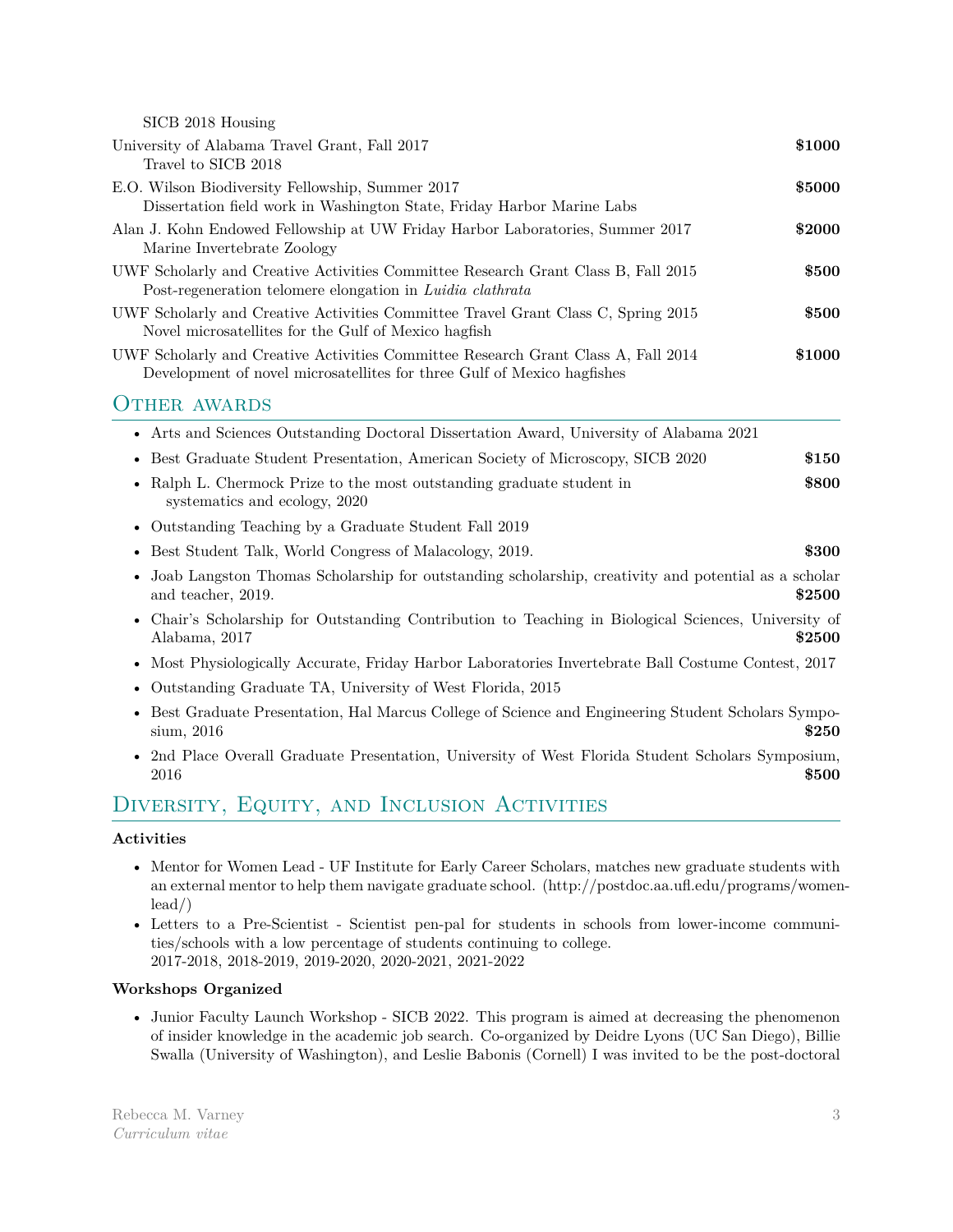SICB 2018 Housing

University of Alabama Travel Grant, Fall 2017 **$1000**
Travel to SICB 2018

E.O. Wilson Biodiversity Fellowship, Summer 2017 **$5000**
Dissertation field work in Washington State, Friday Harbor Marine Labs

Alan J. Kohn Endowed Fellowship at UW Friday Harbor Laboratories, Summer 2017 **$2000**
Marine Invertebrate Zoology

UWF Scholarly and Creative Activities Committee Research Grant Class B, Fall 2015 **$500**
Post-regeneration telomere elongation in *Luidia clathrata*

UWF Scholarly and Creative Activities Committee Travel Grant Class C, Spring 2015 **$500**
Novel microsatellites for the Gulf of Mexico hagfish

UWF Scholarly and Creative Activities Committee Research Grant Class A, Fall 2014 **$1000**
Development of novel microsatellites for three Gulf of Mexico hagfishes

## Other awards

- Arts and Sciences Outstanding Doctoral Dissertation Award, University of Alabama 2021
- Best Graduate Student Presentation, American Society of Microscopy, SICB 2020 **$150**
- Ralph L. Chermock Prize to the most outstanding graduate student in systematics and ecology, 2020 **$800**
- Outstanding Teaching by a Graduate Student Fall 2019
- Best Student Talk, World Congress of Malacology, 2019. **$300**
- Joab Langston Thomas Scholarship for outstanding scholarship, creativity and potential as a scholar and teacher, 2019. **$2500**
- Chair's Scholarship for Outstanding Contribution to Teaching in Biological Sciences, University of Alabama, 2017 **$2500**
- Most Physiologically Accurate, Friday Harbor Laboratories Invertebrate Ball Costume Contest, 2017
- Outstanding Graduate TA, University of West Florida, 2015
- Best Graduate Presentation, Hal Marcus College of Science and Engineering Student Scholars Symposium, 2016 **$250**
- 2nd Place Overall Graduate Presentation, University of West Florida Student Scholars Symposium, 2016 **$500**

## Diversity, Equity, and Inclusion Activities

**Activities**

- Mentor for Women Lead - UF Institute for Early Career Scholars, matches new graduate students with an external mentor to help them navigate graduate school. (http://postdoc.aa.ufl.edu/programs/women-lead/)
- Letters to a Pre-Scientist - Scientist pen-pal for students in schools from lower-income communities/schools with a low percentage of students continuing to college.
2017-2018, 2018-2019, 2019-2020, 2020-2021, 2021-2022

**Workshops Organized**

- Junior Faculty Launch Workshop - SICB 2022. This program is aimed at decreasing the phenomenon of insider knowledge in the academic job search. Co-organized by Deidre Lyons (UC San Diego), Billie Swalla (University of Washington), and Leslie Babonis (Cornell) I was invited to be the post-doctoral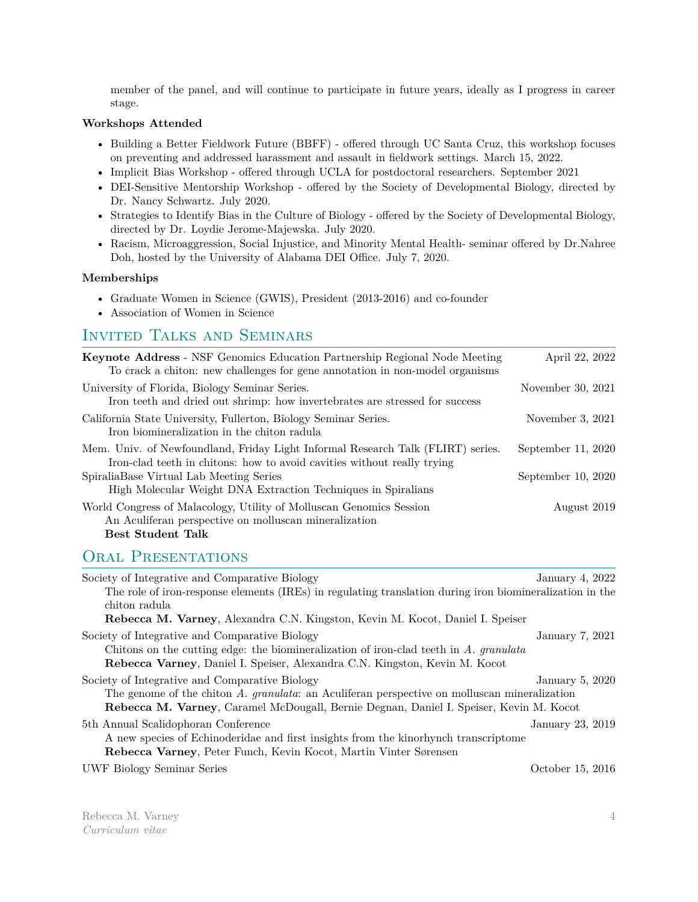member of the panel, and will continue to participate in future years, ideally as I progress in career stage.

**Workshops Attended**

- Building a Better Fieldwork Future (BBFF) - offered through UC Santa Cruz, this workshop focuses on preventing and addressed harassment and assault in fieldwork settings. March 15, 2022.
- Implicit Bias Workshop - offered through UCLA for postdoctoral researchers. September 2021
- DEI-Sensitive Mentorship Workshop - offered by the Society of Developmental Biology, directed by Dr. Nancy Schwartz. July 2020.
- Strategies to Identify Bias in the Culture of Biology - offered by the Society of Developmental Biology, directed by Dr. Loydie Jerome-Majewska. July 2020.
- Racism, Microaggression, Social Injustice, and Minority Mental Health- seminar offered by Dr.Nahree Doh, hosted by the University of Alabama DEI Office. July 7, 2020.

**Memberships**

- Graduate Women in Science (GWIS), President (2013-2016) and co-founder
- Association of Women in Science

## Invited Talks and Seminars

**Keynote Address** - NSF Genomics Education Partnership Regional Node Meeting — April 22, 2022
To crack a chiton: new challenges for gene annotation in non-model organisms

University of Florida, Biology Seminar Series. — November 30, 2021
Iron teeth and dried out shrimp: how invertebrates are stressed for success

California State University, Fullerton, Biology Seminar Series. — November 3, 2021
Iron biomineralization in the chiton radula

Mem. Univ. of Newfoundland, Friday Light Informal Research Talk (FLIRT) series. — September 11, 2020
Iron-clad teeth in chitons: how to avoid cavities without really trying

SpiraliaBase Virtual Lab Meeting Series — September 10, 2020
High Molecular Weight DNA Extraction Techniques in Spiralians

World Congress of Malacology, Utility of Molluscan Genomics Session — August 2019
An Aculiferan perspective on molluscan mineralization
**Best Student Talk**

## Oral Presentations

Society of Integrative and Comparative Biology — January 4, 2022
The role of iron-response elements (IREs) in regulating translation during iron biomineralization in the chiton radula
**Rebecca M. Varney**, Alexandra C.N. Kingston, Kevin M. Kocot, Daniel I. Speiser

Society of Integrative and Comparative Biology — January 7, 2021
Chitons on the cutting edge: the biomineralization of iron-clad teeth in *A. granulata*
**Rebecca Varney**, Daniel I. Speiser, Alexandra C.N. Kingston, Kevin M. Kocot

Society of Integrative and Comparative Biology — January 5, 2020
The genome of the chiton *A. granulata*: an Aculiferan perspective on molluscan mineralization
**Rebecca M. Varney**, Caramel McDougall, Bernie Degnan, Daniel I. Speiser, Kevin M. Kocot

5th Annual Scalidophoran Conference — January 23, 2019
A new species of Echinoderidae and first insights from the kinorhynch transcriptome
**Rebecca Varney**, Peter Funch, Kevin Kocot, Martin Vinter Sørensen

UWF Biology Seminar Series — October 15, 2016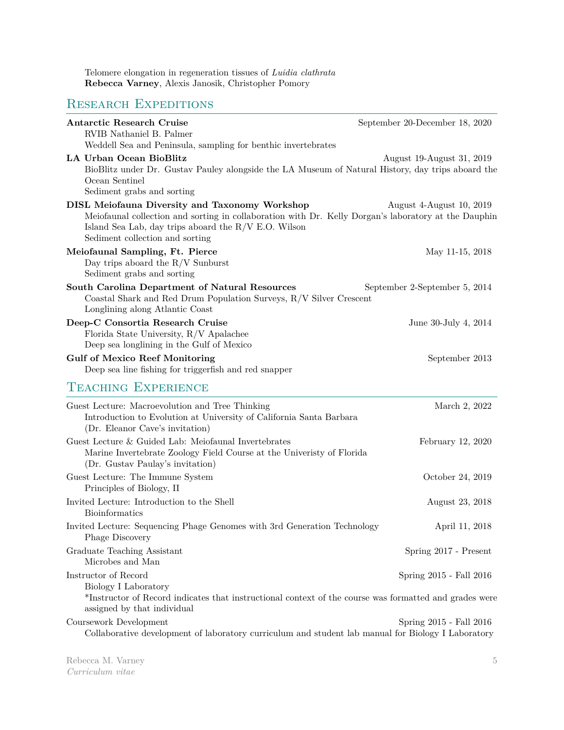Telomere elongation in regeneration tissues of *Luidia clathrata*
**Rebecca Varney**, Alexis Janosik, Christopher Pomory

## Research Expeditions

**Antarctic Research Cruise** — September 20-December 18, 2020
RVIB Nathaniel B. Palmer
Weddell Sea and Peninsula, sampling for benthic invertebrates

**LA Urban Ocean BioBlitz** — August 19-August 31, 2019
BioBlitz under Dr. Gustav Pauley alongside the LA Museum of Natural History, day trips aboard the Ocean Sentinel
Sediment grabs and sorting

**DISL Meiofauna Diversity and Taxonomy Workshop** — August 4-August 10, 2019
Meiofaunal collection and sorting in collaboration with Dr. Kelly Dorgan's laboratory at the Dauphin Island Sea Lab, day trips aboard the R/V E.O. Wilson
Sediment collection and sorting

**Meiofaunal Sampling, Ft. Pierce** — May 11-15, 2018
Day trips aboard the R/V Sunburst
Sediment grabs and sorting

**South Carolina Department of Natural Resources** — September 2-September 5, 2014
Coastal Shark and Red Drum Population Surveys, R/V Silver Crescent
Longlining along Atlantic Coast

**Deep-C Consortia Research Cruise** — June 30-July 4, 2014
Florida State University, R/V Apalachee
Deep sea longlining in the Gulf of Mexico

**Gulf of Mexico Reef Monitoring** — September 2013
Deep sea line fishing for triggerfish and red snapper

## Teaching Experience

Guest Lecture: Macroevolution and Tree Thinking — March 2, 2022
Introduction to Evolution at University of California Santa Barbara
(Dr. Eleanor Cave's invitation)

Guest Lecture & Guided Lab: Meiofaunal Invertebrates — February 12, 2020
Marine Invertebrate Zoology Field Course at the Univeristy of Florida
(Dr. Gustav Paulay's invitation)

Guest Lecture: The Immune System — October 24, 2019
Principles of Biology, II

Invited Lecture: Introduction to the Shell — August 23, 2018
Bioinformatics

Invited Lecture: Sequencing Phage Genomes with 3rd Generation Technology — April 11, 2018
Phage Discovery

Graduate Teaching Assistant — Spring 2017 - Present
Microbes and Man

Instructor of Record — Spring 2015 - Fall 2016
Biology I Laboratory
*Instructor of Record indicates that instructional context of the course was formatted and grades were assigned by that individual

Coursework Development — Spring 2015 - Fall 2016
Collaborative development of laboratory curriculum and student lab manual for Biology I Laboratory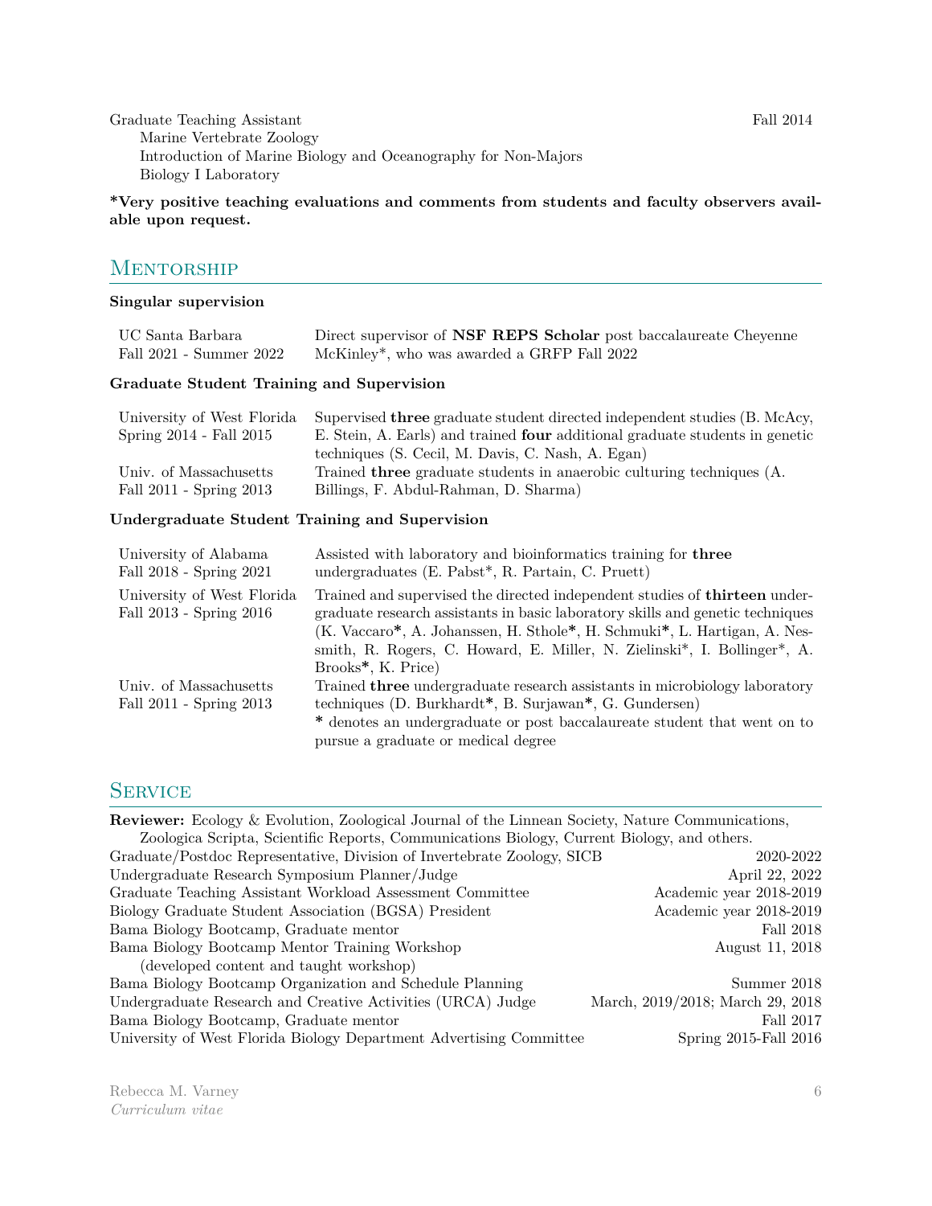Graduate Teaching Assistant — Fall 2014

- Marine Vertebrate Zoology
- Introduction of Marine Biology and Oceanography for Non-Majors
- Biology I Laboratory

**\*Very positive teaching evaluations and comments from students and faculty observers available upon request.**

## Mentorship

### Singular supervision

| | |
|---|---|
| UC Santa Barbara<br>Fall 2021 - Summer 2022 | Direct supervisor of **NSF REPS Scholar** post baccalaureate Cheyenne McKinley*, who was awarded a GRFP Fall 2022 |

### Graduate Student Training and Supervision

| | |
|---|---|
| University of West Florida<br>Spring 2014 - Fall 2015 | Supervised **three** graduate student directed independent studies (B. McAcy, E. Stein, A. Earls) and trained **four** additional graduate students in genetic techniques (S. Cecil, M. Davis, C. Nash, A. Egan) |
| Univ. of Massachusetts<br>Fall 2011 - Spring 2013 | Trained **three** graduate students in anaerobic culturing techniques (A. Billings, F. Abdul-Rahman, D. Sharma) |

### Undergraduate Student Training and Supervision

| | |
|---|---|
| University of Alabama<br>Fall 2018 - Spring 2021 | Assisted with laboratory and bioinformatics training for **three** undergraduates (E. Pabst*, R. Partain, C. Pruett) |
| University of West Florida<br>Fall 2013 - Spring 2016 | Trained and supervised the directed independent studies of **thirteen** undergraduate research assistants in basic laboratory skills and genetic techniques (K. Vaccaro**\***, A. Johanssen, H. Sthole**\***, H. Schmuki**\***, L. Hartigan, A. Nessmith, R. Rogers, C. Howard, E. Miller, N. Zielinski*, I. Bollinger*, A. Brooks**\***, K. Price) |
| Univ. of Massachusetts<br>Fall 2011 - Spring 2013 | Trained **three** undergraduate research assistants in microbiology laboratory techniques (D. Burkhardt**\***, B. Surjawan**\***, G. Gundersen)<br>**\*** denotes an undergraduate or post baccalaureate student that went on to pursue a graduate or medical degree |

## Service

**Reviewer:** Ecology & Evolution, Zoological Journal of the Linnean Society, Nature Communications, Zoologica Scripta, Scientific Reports, Communications Biology, Current Biology, and others.

| | |
|---|---|
| Graduate/Postdoc Representative, Division of Invertebrate Zoology, SICB | 2020-2022 |
| Undergraduate Research Symposium Planner/Judge | April 22, 2022 |
| Graduate Teaching Assistant Workload Assessment Committee | Academic year 2018-2019 |
| Biology Graduate Student Association (BGSA) President | Academic year 2018-2019 |
| Bama Biology Bootcamp, Graduate mentor | Fall 2018 |
| Bama Biology Bootcamp Mentor Training Workshop (developed content and taught workshop) | August 11, 2018 |
| Bama Biology Bootcamp Organization and Schedule Planning | Summer 2018 |
| Undergraduate Research and Creative Activities (URCA) Judge | March, 2019/2018; March 29, 2018 |
| Bama Biology Bootcamp, Graduate mentor | Fall 2017 |
| University of West Florida Biology Department Advertising Committee | Spring 2015-Fall 2016 |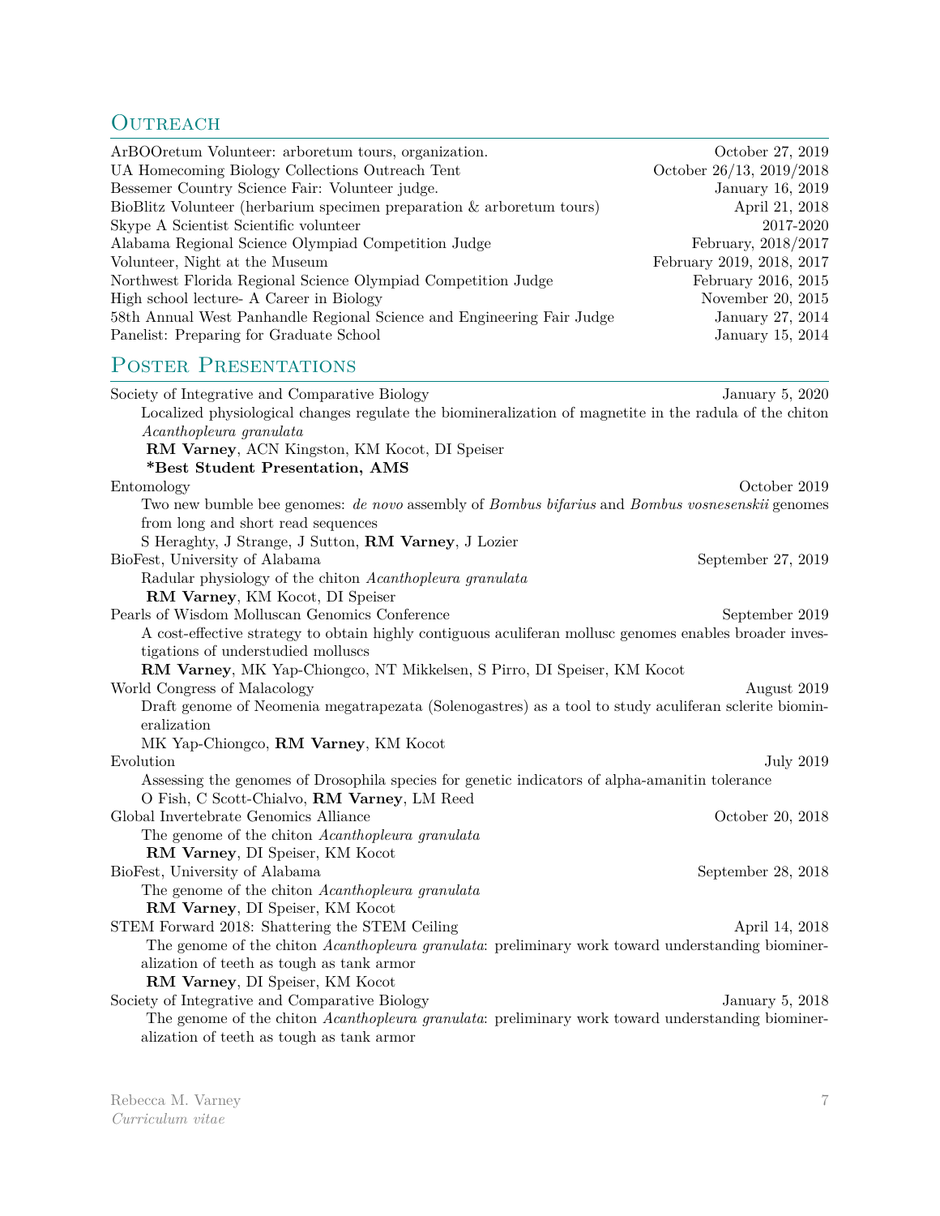## Outreach

ArBOOretum Volunteer: arboretum tours, organization. October 27, 2019
UA Homecoming Biology Collections Outreach Tent October 26/13, 2019/2018
Bessemer Country Science Fair: Volunteer judge. January 16, 2019
BioBlitz Volunteer (herbarium specimen preparation & arboretum tours) April 21, 2018
Skype A Scientist Scientific volunteer 2017-2020
Alabama Regional Science Olympiad Competition Judge February, 2018/2017
Volunteer, Night at the Museum February 2019, 2018, 2017
Northwest Florida Regional Science Olympiad Competition Judge February 2016, 2015
High school lecture- A Career in Biology November 20, 2015
58th Annual West Panhandle Regional Science and Engineering Fair Judge January 27, 2014
Panelist: Preparing for Graduate School January 15, 2014

## Poster Presentations

Society of Integrative and Comparative Biology January 5, 2020
Localized physiological changes regulate the biomineralization of magnetite in the radula of the chiton *Acanthopleura granulata*
**RM Varney**, ACN Kingston, KM Kocot, DI Speiser
**\*Best Student Presentation, AMS**

Entomology October 2019
Two new bumble bee genomes: *de novo* assembly of *Bombus bifarius* and *Bombus vosnesenskii* genomes from long and short read sequences
S Heraghty, J Strange, J Sutton, **RM Varney**, J Lozier

BioFest, University of Alabama September 27, 2019
Radular physiology of the chiton *Acanthopleura granulata*
**RM Varney**, KM Kocot, DI Speiser

Pearls of Wisdom Molluscan Genomics Conference September 2019
A cost-effective strategy to obtain highly contiguous aculiferan mollusc genomes enables broader investigations of understudied molluscs
**RM Varney**, MK Yap-Chiongco, NT Mikkelsen, S Pirro, DI Speiser, KM Kocot

World Congress of Malacology August 2019
Draft genome of Neomenia megatrapezata (Solenogastres) as a tool to study aculiferan sclerite biomineralization
MK Yap-Chiongco, **RM Varney**, KM Kocot

Evolution July 2019
Assessing the genomes of Drosophila species for genetic indicators of alpha-amanitin tolerance
O Fish, C Scott-Chialvo, **RM Varney**, LM Reed

Global Invertebrate Genomics Alliance October 20, 2018
The genome of the chiton *Acanthopleura granulata*
**RM Varney**, DI Speiser, KM Kocot

BioFest, University of Alabama September 28, 2018
The genome of the chiton *Acanthopleura granulata*
**RM Varney**, DI Speiser, KM Kocot

STEM Forward 2018: Shattering the STEM Ceiling April 14, 2018
The genome of the chiton *Acanthopleura granulata*: preliminary work toward understanding biomineralization of teeth as tough as tank armor
**RM Varney**, DI Speiser, KM Kocot

Society of Integrative and Comparative Biology January 5, 2018
The genome of the chiton *Acanthopleura granulata*: preliminary work toward understanding biomineralization of teeth as tough as tank armor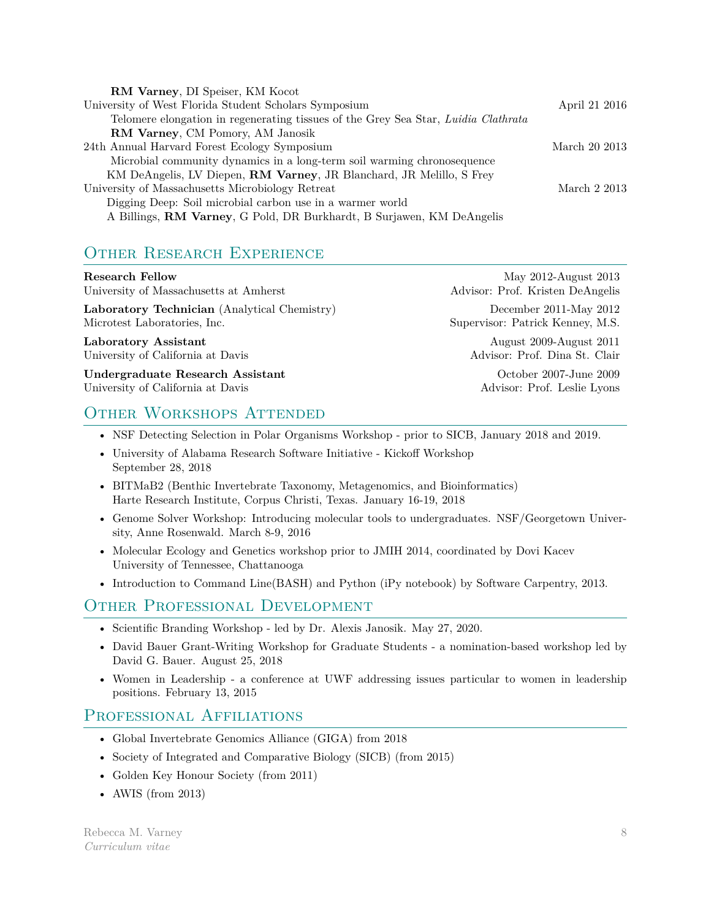**RM Varney**, DI Speiser, KM Kocot

University of West Florida Student Scholars Symposium — April 21 2016

Telomere elongation in regenerating tissues of the Grey Sea Star, *Luidia Clathrata*

**RM Varney**, CM Pomory, AM Janosik

24th Annual Harvard Forest Ecology Symposium — March 20 2013

Microbial community dynamics in a long-term soil warming chronosequence

KM DeAngelis, LV Diepen, **RM Varney**, JR Blanchard, JR Melillo, S Frey

University of Massachusetts Microbiology Retreat — March 2 2013

Digging Deep: Soil microbial carbon use in a warmer world

A Billings, **RM Varney**, G Pold, DR Burkhardt, B Surjawen, KM DeAngelis

## Other Research Experience

**Research Fellow** — May 2012-August 2013
University of Massachusetts at Amherst — Advisor: Prof. Kristen DeAngelis

**Laboratory Technician** (Analytical Chemistry) — December 2011-May 2012
Microtest Laboratories, Inc. — Supervisor: Patrick Kenney, M.S.

**Laboratory Assistant** — August 2009-August 2011
University of California at Davis — Advisor: Prof. Dina St. Clair

**Undergraduate Research Assistant** — October 2007-June 2009
University of California at Davis — Advisor: Prof. Leslie Lyons

## Other Workshops Attended

- NSF Detecting Selection in Polar Organisms Workshop - prior to SICB, January 2018 and 2019.
- University of Alabama Research Software Initiative - Kickoff Workshop
  September 28, 2018
- BITMaB2 (Benthic Invertebrate Taxonomy, Metagenomics, and Bioinformatics)
  Harte Research Institute, Corpus Christi, Texas. January 16-19, 2018
- Genome Solver Workshop: Introducing molecular tools to undergraduates. NSF/Georgetown University, Anne Rosenwald. March 8-9, 2016
- Molecular Ecology and Genetics workshop prior to JMIH 2014, coordinated by Dovi Kacev
  University of Tennessee, Chattanooga
- Introduction to Command Line(BASH) and Python (iPy notebook) by Software Carpentry, 2013.

## Other Professional Development

- Scientific Branding Workshop - led by Dr. Alexis Janosik. May 27, 2020.
- David Bauer Grant-Writing Workshop for Graduate Students - a nomination-based workshop led by David G. Bauer. August 25, 2018
- Women in Leadership - a conference at UWF addressing issues particular to women in leadership positions. February 13, 2015

## Professional Affiliations

- Global Invertebrate Genomics Alliance (GIGA) from 2018
- Society of Integrated and Comparative Biology (SICB) (from 2015)
- Golden Key Honour Society (from 2011)
- AWIS (from 2013)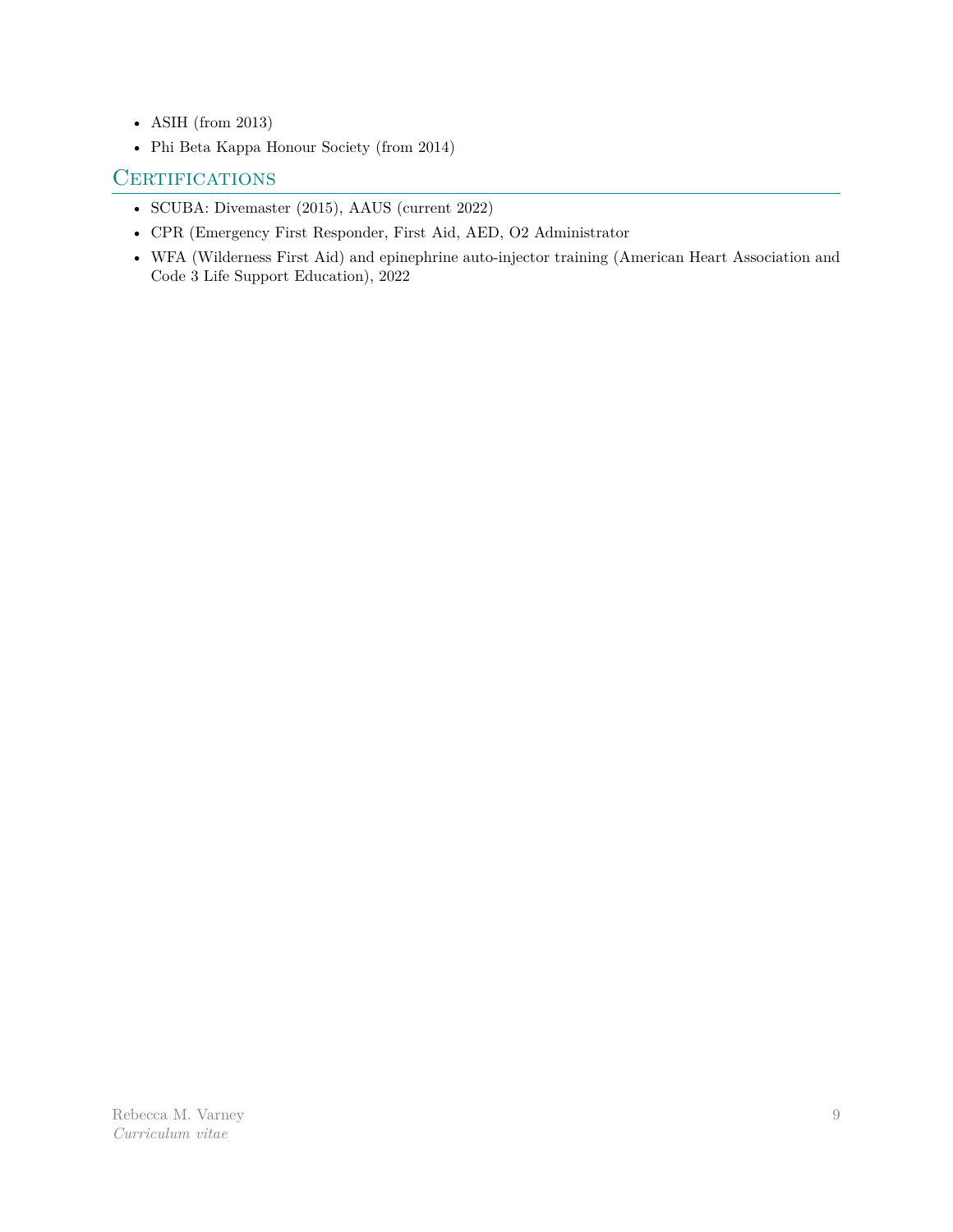- ASIH (from 2013)
- Phi Beta Kappa Honour Society (from 2014)

## Certifications

- SCUBA: Divemaster (2015), AAUS (current 2022)
- CPR (Emergency First Responder, First Aid, AED, O2 Administrator
- WFA (Wilderness First Aid) and epinephrine auto-injector training (American Heart Association and Code 3 Life Support Education), 2022